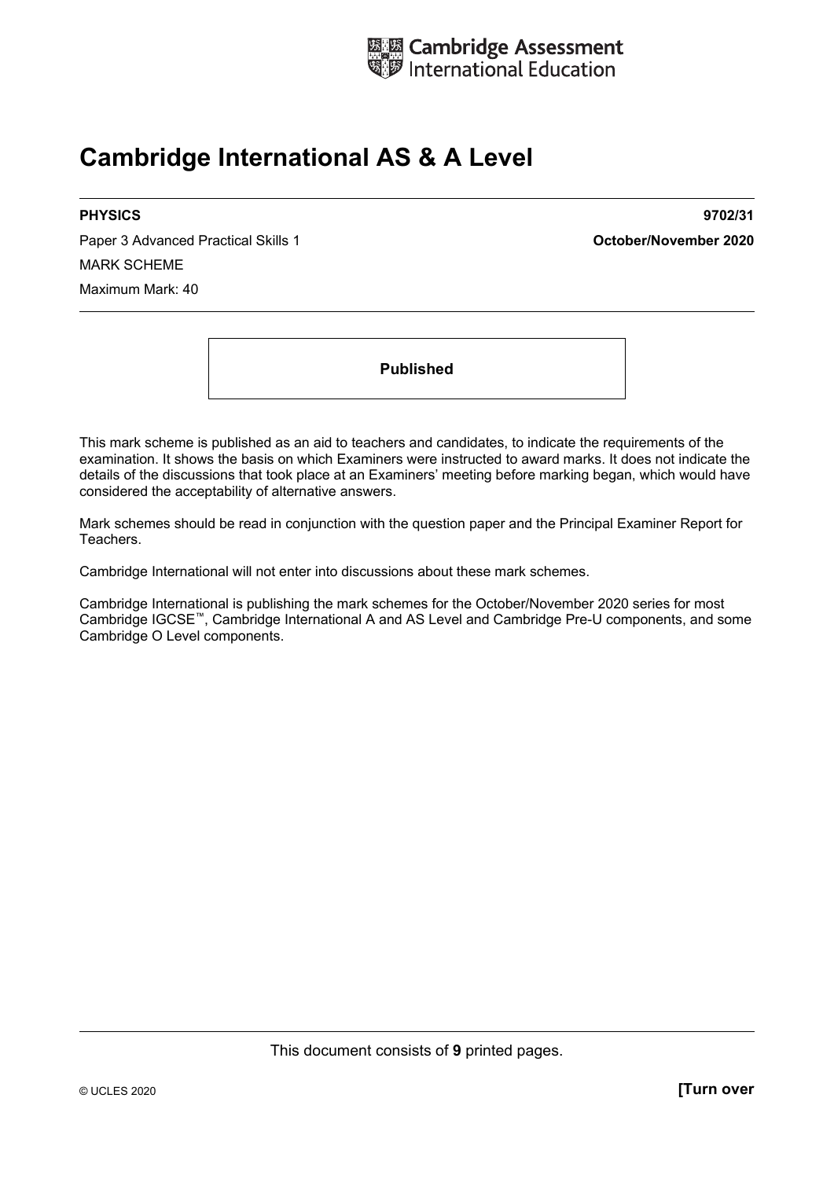Cambridge Assessment International Education

# Cambridge International AS & A Level

**PHYSICS** **9702/31**

Paper 3 Advanced Practical Skills 1 **October/November 2020**

MARK SCHEME

Maximum Mark: 40

**Published**

This mark scheme is published as an aid to teachers and candidates, to indicate the requirements of the examination. It shows the basis on which Examiners were instructed to award marks. It does not indicate the details of the discussions that took place at an Examiners' meeting before marking began, which would have considered the acceptability of alternative answers.

Mark schemes should be read in conjunction with the question paper and the Principal Examiner Report for Teachers.

Cambridge International will not enter into discussions about these mark schemes.

Cambridge International is publishing the mark schemes for the October/November 2020 series for most Cambridge IGCSE™, Cambridge International A and AS Level and Cambridge Pre-U components, and some Cambridge O Level components.

This document consists of **9** printed pages.

© UCLES 2020 **[Turn over**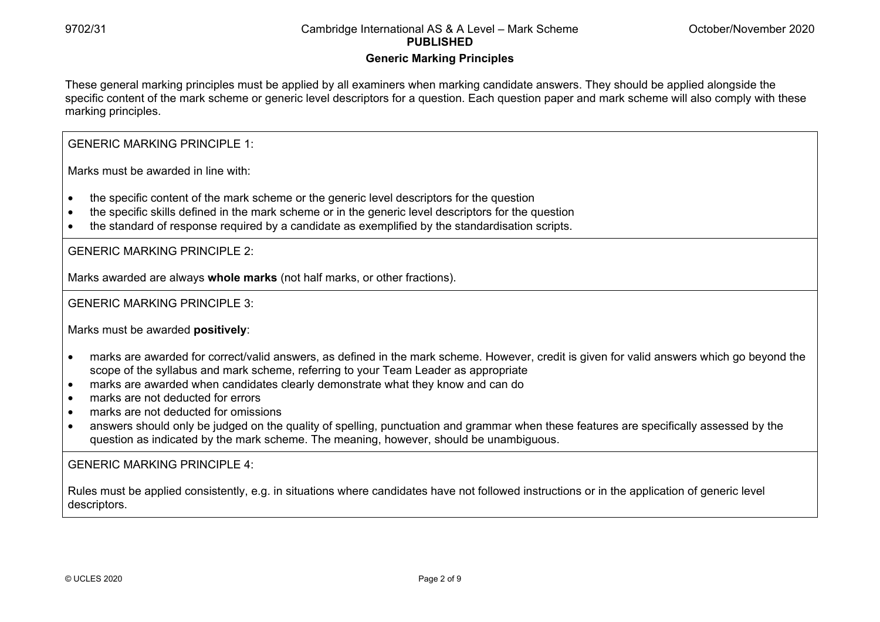**PUBLISHED**

## Generic Marking Principles

These general marking principles must be applied by all examiners when marking candidate answers. They should be applied alongside the specific content of the mark scheme or generic level descriptors for a question. Each question paper and mark scheme will also comply with these marking principles.

GENERIC MARKING PRINCIPLE 1:

Marks must be awarded in line with:

- the specific content of the mark scheme or the generic level descriptors for the question
- the specific skills defined in the mark scheme or in the generic level descriptors for the question
- the standard of response required by a candidate as exemplified by the standardisation scripts.

GENERIC MARKING PRINCIPLE 2:

Marks awarded are always **whole marks** (not half marks, or other fractions).

GENERIC MARKING PRINCIPLE 3:

Marks must be awarded **positively**:

- marks are awarded for correct/valid answers, as defined in the mark scheme. However, credit is given for valid answers which go beyond the scope of the syllabus and mark scheme, referring to your Team Leader as appropriate
- marks are awarded when candidates clearly demonstrate what they know and can do
- marks are not deducted for errors
- marks are not deducted for omissions
- answers should only be judged on the quality of spelling, punctuation and grammar when these features are specifically assessed by the question as indicated by the mark scheme. The meaning, however, should be unambiguous.

GENERIC MARKING PRINCIPLE 4:

Rules must be applied consistently, e.g. in situations where candidates have not followed instructions or in the application of generic level descriptors.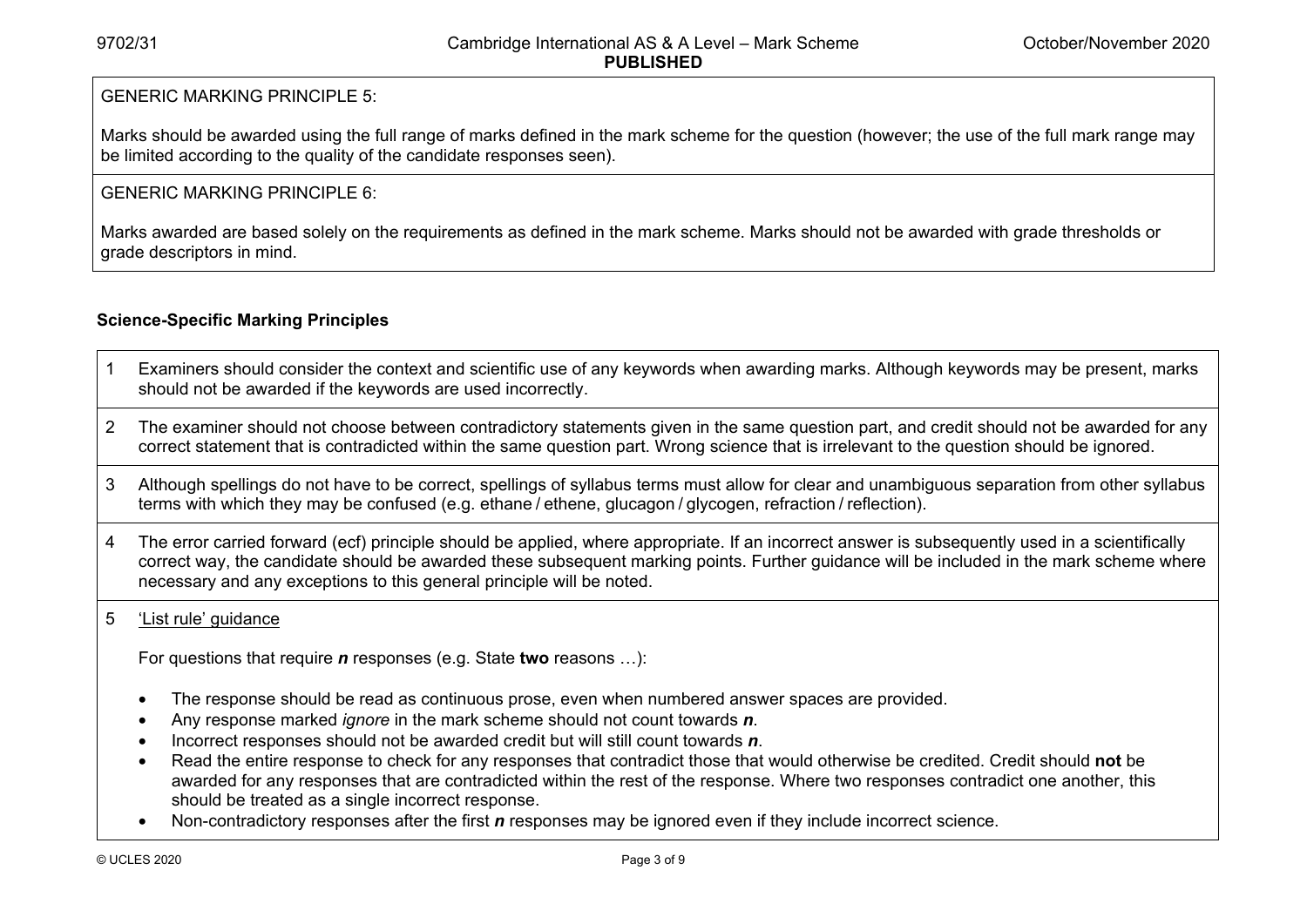GENERIC MARKING PRINCIPLE 5:

Marks should be awarded using the full range of marks defined in the mark scheme for the question (however; the use of the full mark range may be limited according to the quality of the candidate responses seen).

GENERIC MARKING PRINCIPLE 6:

Marks awarded are based solely on the requirements as defined in the mark scheme. Marks should not be awarded with grade thresholds or grade descriptors in mind.

**Science-Specific Marking Principles**

1. Examiners should consider the context and scientific use of any keywords when awarding marks. Although keywords may be present, marks should not be awarded if the keywords are used incorrectly.

2. The examiner should not choose between contradictory statements given in the same question part, and credit should not be awarded for any correct statement that is contradicted within the same question part. Wrong science that is irrelevant to the question should be ignored.

3. Although spellings do not have to be correct, spellings of syllabus terms must allow for clear and unambiguous separation from other syllabus terms with which they may be confused (e.g. ethane / ethene, glucagon / glycogen, refraction / reflection).

4. The error carried forward (ecf) principle should be applied, where appropriate. If an incorrect answer is subsequently used in a scientifically correct way, the candidate should be awarded these subsequent marking points. Further guidance will be included in the mark scheme where necessary and any exceptions to this general principle will be noted.

5. <u>'List rule' guidance</u>

   For questions that require ***n*** responses (e.g. State **two** reasons …):

   - The response should be read as continuous prose, even when numbered answer spaces are provided.
   - Any response marked *ignore* in the mark scheme should not count towards ***n***.
   - Incorrect responses should not be awarded credit but will still count towards ***n***.
   - Read the entire response to check for any responses that contradict those that would otherwise be credited. Credit should **not** be awarded for any responses that are contradicted within the rest of the response. Where two responses contradict one another, this should be treated as a single incorrect response.
   - Non-contradictory responses after the first ***n*** responses may be ignored even if they include incorrect science.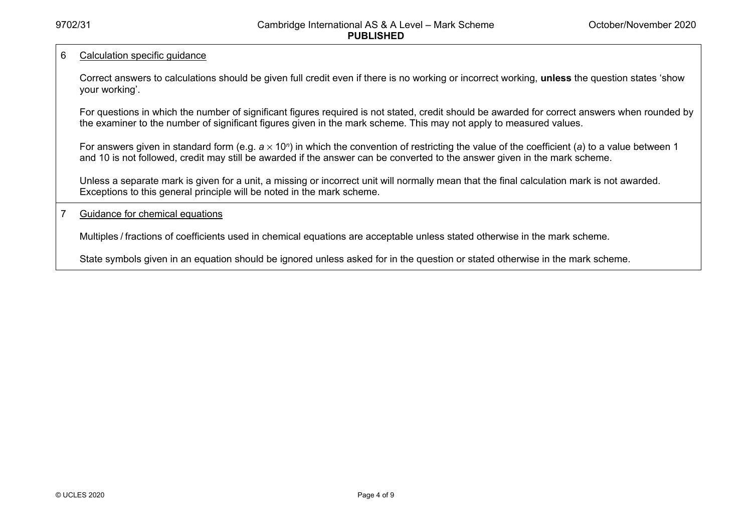6 Calculation specific guidance

Correct answers to calculations should be given full credit even if there is no working or incorrect working, **unless** the question states 'show your working'.

For questions in which the number of significant figures required is not stated, credit should be awarded for correct answers when rounded by the examiner to the number of significant figures given in the mark scheme. This may not apply to measured values.

For answers given in standard form (e.g. $a \times 10^n$) in which the convention of restricting the value of the coefficient ($a$) to a value between 1 and 10 is not followed, credit may still be awarded if the answer can be converted to the answer given in the mark scheme.

Unless a separate mark is given for a unit, a missing or incorrect unit will normally mean that the final calculation mark is not awarded. Exceptions to this general principle will be noted in the mark scheme.

7 Guidance for chemical equations

Multiples / fractions of coefficients used in chemical equations are acceptable unless stated otherwise in the mark scheme.

State symbols given in an equation should be ignored unless asked for in the question or stated otherwise in the mark scheme.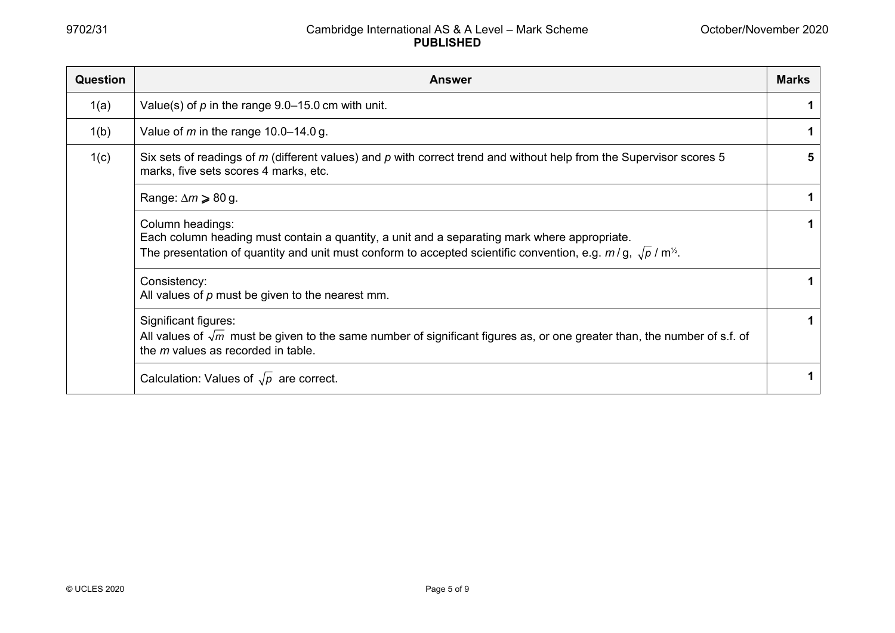| Question | Answer | Marks |
|---|---|---|
| 1(a) | Value(s) of $p$ in the range 9.0–15.0 cm with unit. | 1 |
| 1(b) | Value of $m$ in the range 10.0–14.0 g. | 1 |
| 1(c) | Six sets of readings of $m$ (different values) and $p$ with correct trend and without help from the Supervisor scores 5 marks, five sets scores 4 marks, etc. | 5 |
| | Range: $\Delta m \geqslant 80$ g. | 1 |
| | Column headings:<br>Each column heading must contain a quantity, a unit and a separating mark where appropriate.<br>The presentation of quantity and unit must conform to accepted scientific convention, e.g. $m$ / g, $\sqrt{p}$ / $m^{1/2}$. | 1 |
| | Consistency:<br>All values of $p$ must be given to the nearest mm. | 1 |
| | Significant figures:<br>All values of $\sqrt{m}$ must be given to the same number of significant figures as, or one greater than, the number of s.f. of the $m$ values as recorded in table. | 1 |
| | Calculation: Values of $\sqrt{p}$ are correct. | 1 |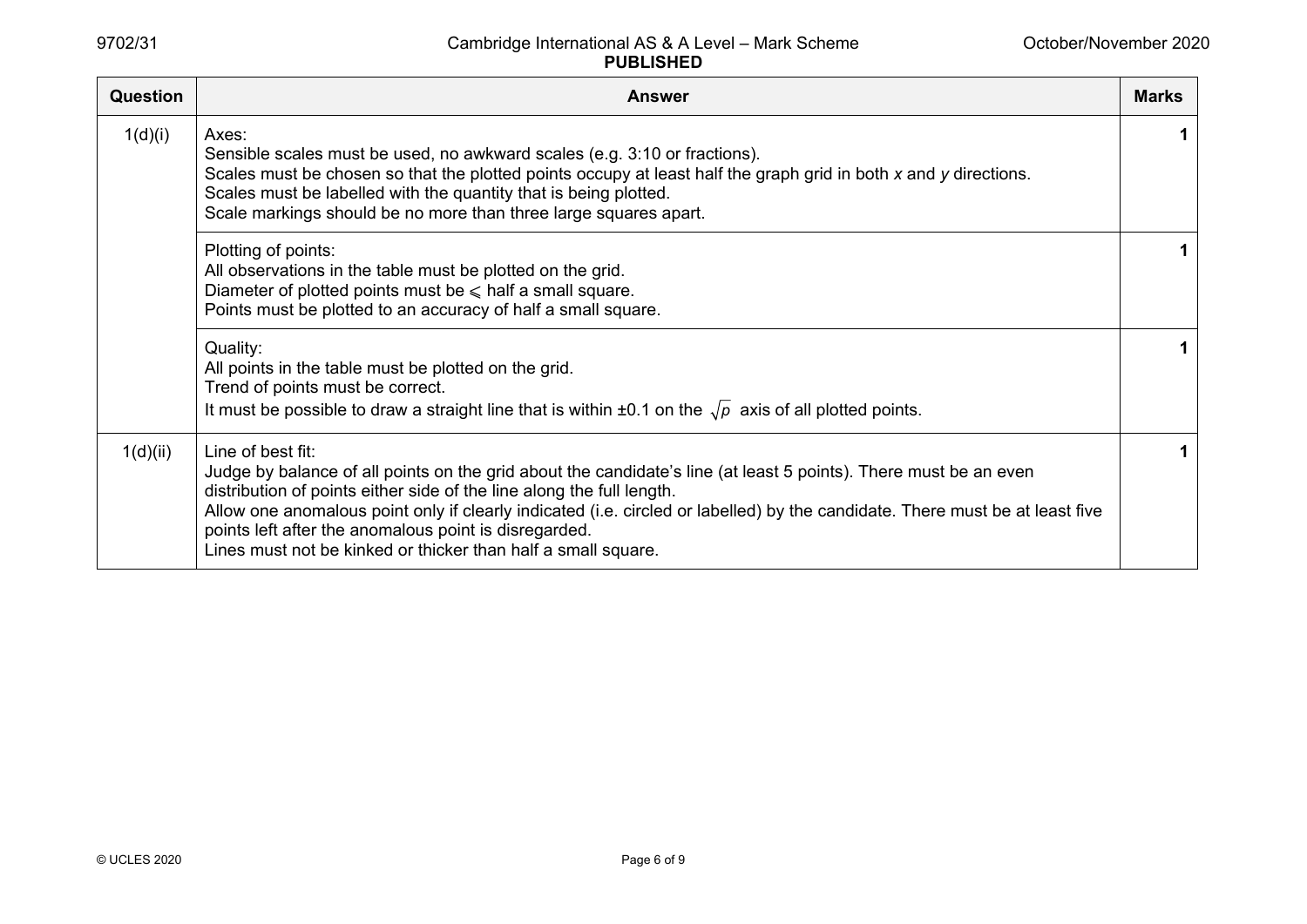| Question | Answer | Marks |
|---|---|---|
| 1(d)(i) | Axes:<br>Sensible scales must be used, no awkward scales (e.g. 3:10 or fractions).<br>Scales must be chosen so that the plotted points occupy at least half the graph grid in both *x* and *y* directions.<br>Scales must be labelled with the quantity that is being plotted.<br>Scale markings should be no more than three large squares apart. | 1 |
| | Plotting of points:<br>All observations in the table must be plotted on the grid.<br>Diameter of plotted points must be $\leqslant$ half a small square.<br>Points must be plotted to an accuracy of half a small square. | 1 |
| | Quality:<br>All points in the table must be plotted on the grid.<br>Trend of points must be correct.<br>It must be possible to draw a straight line that is within ±0.1 on the $\sqrt{p}$ axis of all plotted points. | 1 |
| 1(d)(ii) | Line of best fit:<br>Judge by balance of all points on the grid about the candidate's line (at least 5 points). There must be an even distribution of points either side of the line along the full length.<br>Allow one anomalous point only if clearly indicated (i.e. circled or labelled) by the candidate. There must be at least five points left after the anomalous point is disregarded.<br>Lines must not be kinked or thicker than half a small square. | 1 |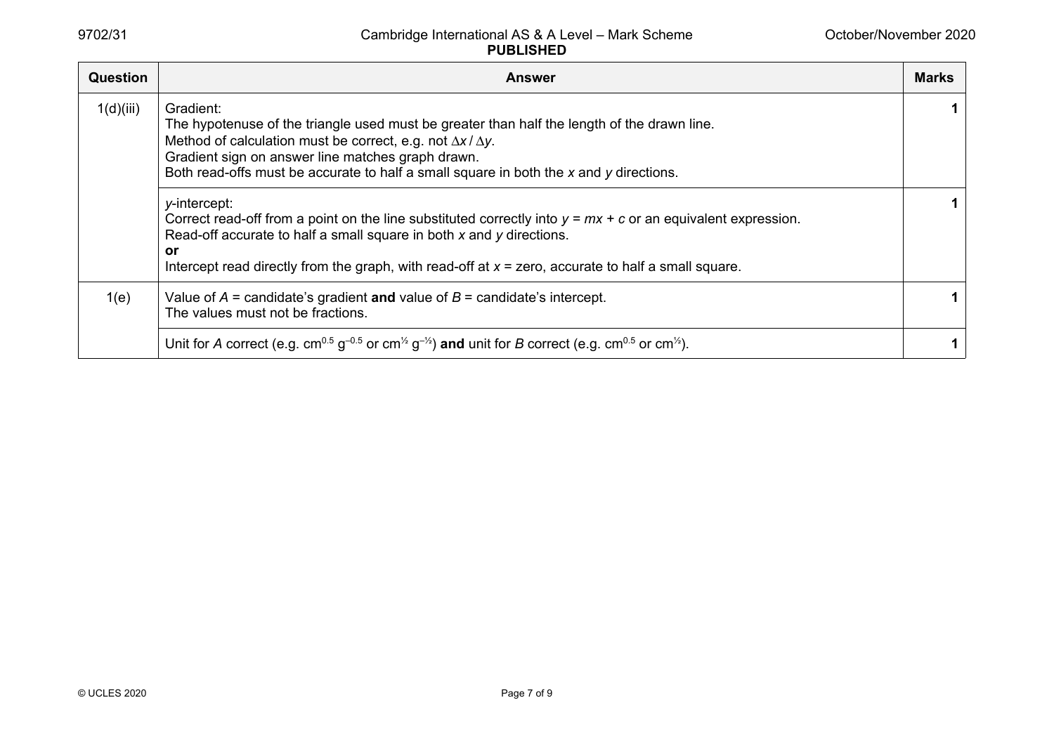| Question | Answer | Marks |
|---|---|---|
| 1(d)(iii) | Gradient:<br>The hypotenuse of the triangle used must be greater than half the length of the drawn line.<br>Method of calculation must be correct, e.g. not $\Delta x / \Delta y$.<br>Gradient sign on answer line matches graph drawn.<br>Both read-offs must be accurate to half a small square in both the $x$ and $y$ directions. | 1 |
| | $y$-intercept:<br>Correct read-off from a point on the line substituted correctly into $y = mx + c$ or an equivalent expression.<br>Read-off accurate to half a small square in both $x$ and $y$ directions.<br>**or**<br>Intercept read directly from the graph, with read-off at $x$ = zero, accurate to half a small square. | 1 |
| 1(e) | Value of $A$ = candidate's gradient **and** value of $B$ = candidate's intercept.<br>The values must not be fractions. | 1 |
| | Unit for $A$ correct (e.g. $\text{cm}^{0.5}\ \text{g}^{-0.5}$ or $\text{cm}^{½}\ \text{g}^{-½}$) **and** unit for $B$ correct (e.g. $\text{cm}^{0.5}$ or $\text{cm}^{½}$). | 1 |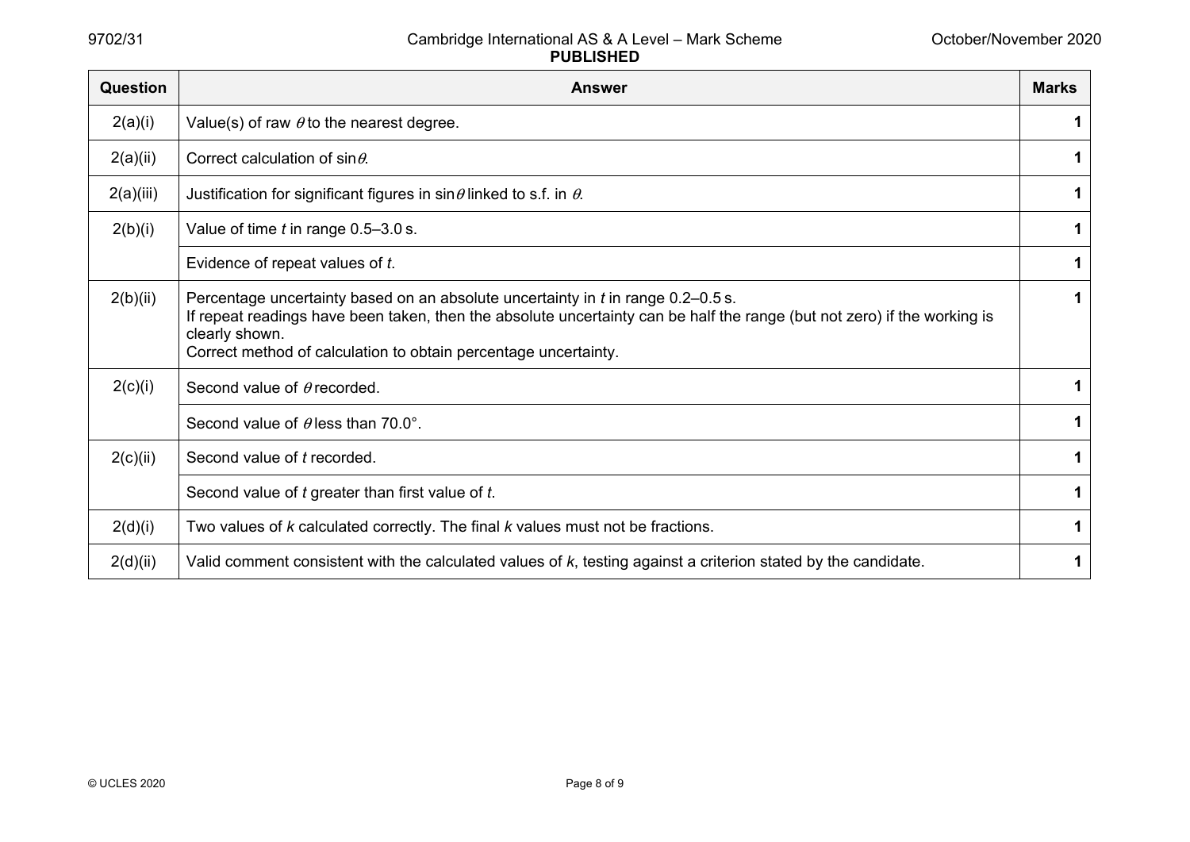| Question | Answer | Marks |
| --- | --- | --- |
| 2(a)(i) | Value(s) of raw $\theta$ to the nearest degree. | **1** |
| 2(a)(ii) | Correct calculation of $\sin\theta$. | **1** |
| 2(a)(iii) | Justification for significant figures in $\sin\theta$ linked to s.f. in $\theta$. | **1** |
| 2(b)(i) | Value of time $t$ in range 0.5–3.0 s. | **1** |
| | Evidence of repeat values of $t$. | **1** |
| 2(b)(ii) | Percentage uncertainty based on an absolute uncertainty in $t$ in range 0.2–0.5 s.<br>If repeat readings have been taken, then the absolute uncertainty can be half the range (but not zero) if the working is clearly shown.<br>Correct method of calculation to obtain percentage uncertainty. | **1** |
| 2(c)(i) | Second value of $\theta$ recorded. | **1** |
| | Second value of $\theta$ less than 70.0°. | **1** |
| 2(c)(ii) | Second value of $t$ recorded. | **1** |
| | Second value of $t$ greater than first value of $t$. | **1** |
| 2(d)(i) | Two values of $k$ calculated correctly. The final $k$ values must not be fractions. | **1** |
| 2(d)(ii) | Valid comment consistent with the calculated values of $k$, testing against a criterion stated by the candidate. | **1** |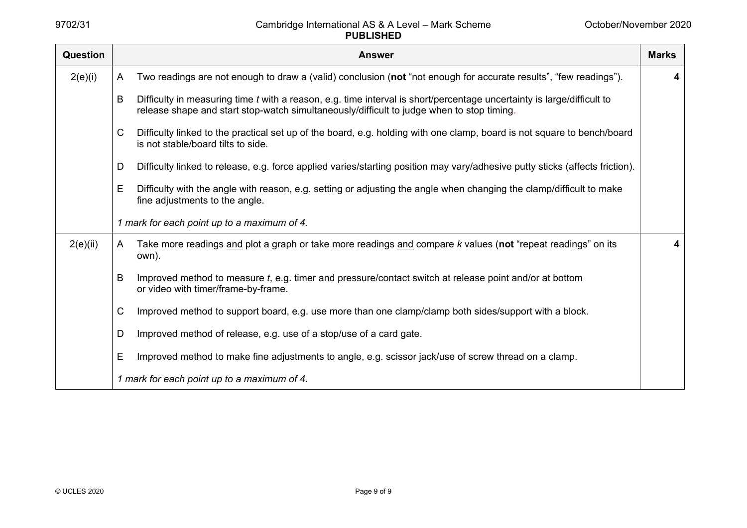| Question | Answer | Marks |
|---|---|---|
| 2(e)(i) | A Two readings are not enough to draw a (valid) conclusion (**not** "not enough for accurate results", "few readings").<br><br>B Difficulty in measuring time *t* with a reason, e.g. time interval is short/percentage uncertainty is large/difficult to release shape and start stop-watch simultaneously/difficult to judge when to stop timing.<br><br>C Difficulty linked to the practical set up of the board, e.g. holding with one clamp, board is not square to bench/board is not stable/board tilts to side.<br><br>D Difficulty linked to release, e.g. force applied varies/starting position may vary/adhesive putty sticks (affects friction).<br><br>E Difficulty with the angle with reason, e.g. setting or adjusting the angle when changing the clamp/difficult to make fine adjustments to the angle.<br><br>*1 mark for each point up to a maximum of 4.* | 4 |
| 2(e)(ii) | A Take more readings and plot a graph or take more readings and compare *k* values (**not** "repeat readings" on its own).<br><br>B Improved method to measure *t*, e.g. timer and pressure/contact switch at release point and/or at bottom or video with timer/frame-by-frame.<br><br>C Improved method to support board, e.g. use more than one clamp/clamp both sides/support with a block.<br><br>D Improved method of release, e.g. use of a stop/use of a card gate.<br><br>E Improved method to make fine adjustments to angle, e.g. scissor jack/use of screw thread on a clamp.<br><br>*1 mark for each point up to a maximum of 4.* | 4 |